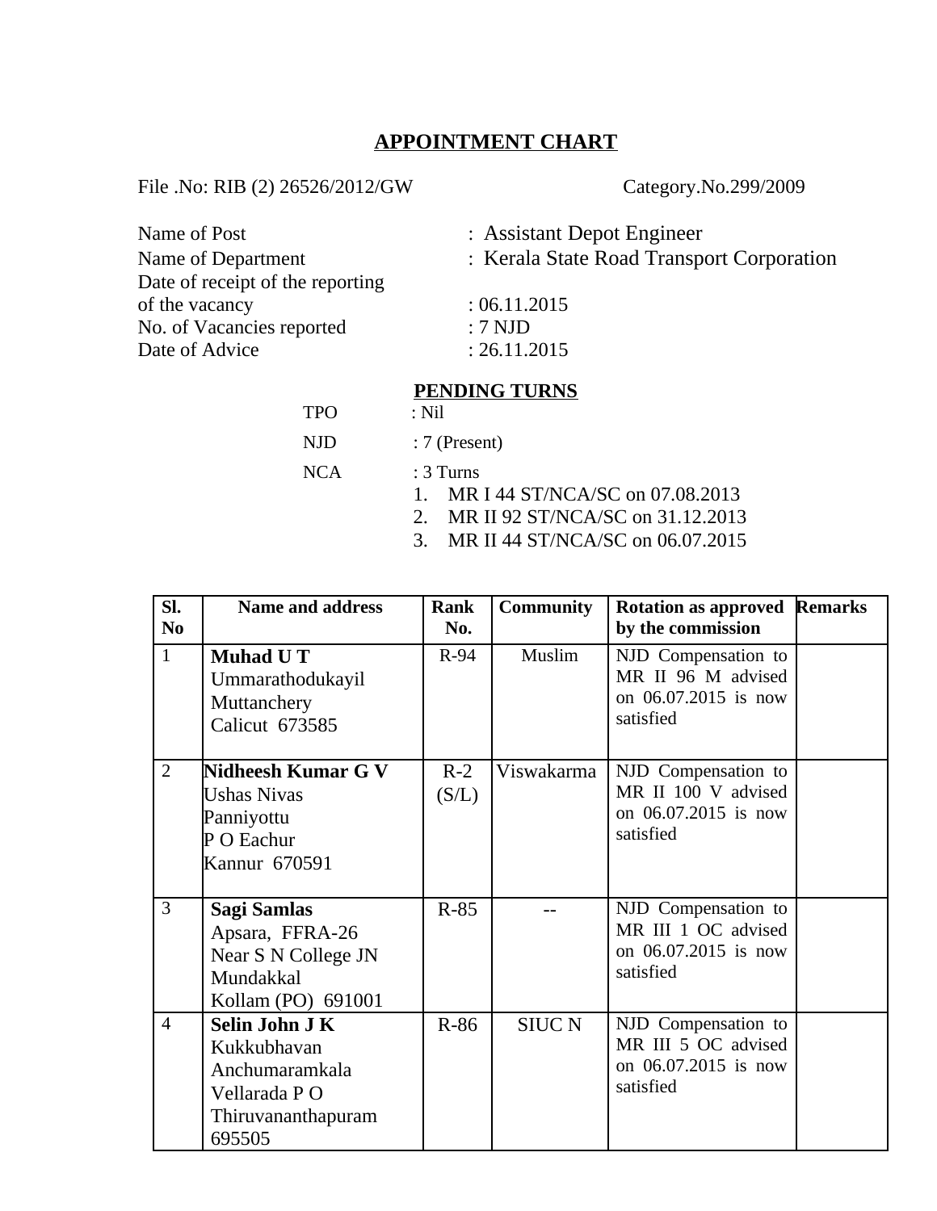# APPOINTMENT CHART

File .No: RIB (2) 26526/2012/GW                                        Category.No.299/2009

Name of Post : Assistant Depot Engineer
Name of Department : Kerala State Road Transport Corporation
Date of receipt of the reporting of the vacancy : 06.11.2015
No. of Vacancies reported : 7 NJD
Date of Advice : 26.11.2015

## PENDING TURNS

TPO : Nil

NJD : 7 (Present)

NCA : 3 Turns

1. MR I 44 ST/NCA/SC on 07.08.2013
2. MR II 92 ST/NCA/SC on 31.12.2013
3. MR II 44 ST/NCA/SC on 06.07.2015

| Sl. No | Name and address | Rank No. | Community | Rotation as approved by the commission | Remarks |
|---|---|---|---|---|---|
| 1 | **Muhad U T**<br>Ummarathodukayil<br>Muttanchery<br>Calicut 673585 | R-94 | Muslim | NJD Compensation to MR II 96 M advised on 06.07.2015 is now satisfied | |
| 2 | **Nidheesh Kumar G V**<br>Ushas Nivas<br>Panniyottu<br>P O Eachur<br>Kannur 670591 | R-2 (S/L) | Viswakarma | NJD Compensation to MR II 100 V advised on 06.07.2015 is now satisfied | |
| 3 | **Sagi Samlas**<br>Apsara, FFRA-26<br>Near S N College JN<br>Mundakkal<br>Kollam (PO) 691001 | R-85 | -- | NJD Compensation to MR III 1 OC advised on 06.07.2015 is now satisfied | |
| 4 | **Selin John J K**<br>Kukkubhavan<br>Anchumaramkala<br>Vellarada P O<br>Thiruvananthapuram<br>695505 | R-86 | SIUC N | NJD Compensation to MR III 5 OC advised on 06.07.2015 is now satisfied | |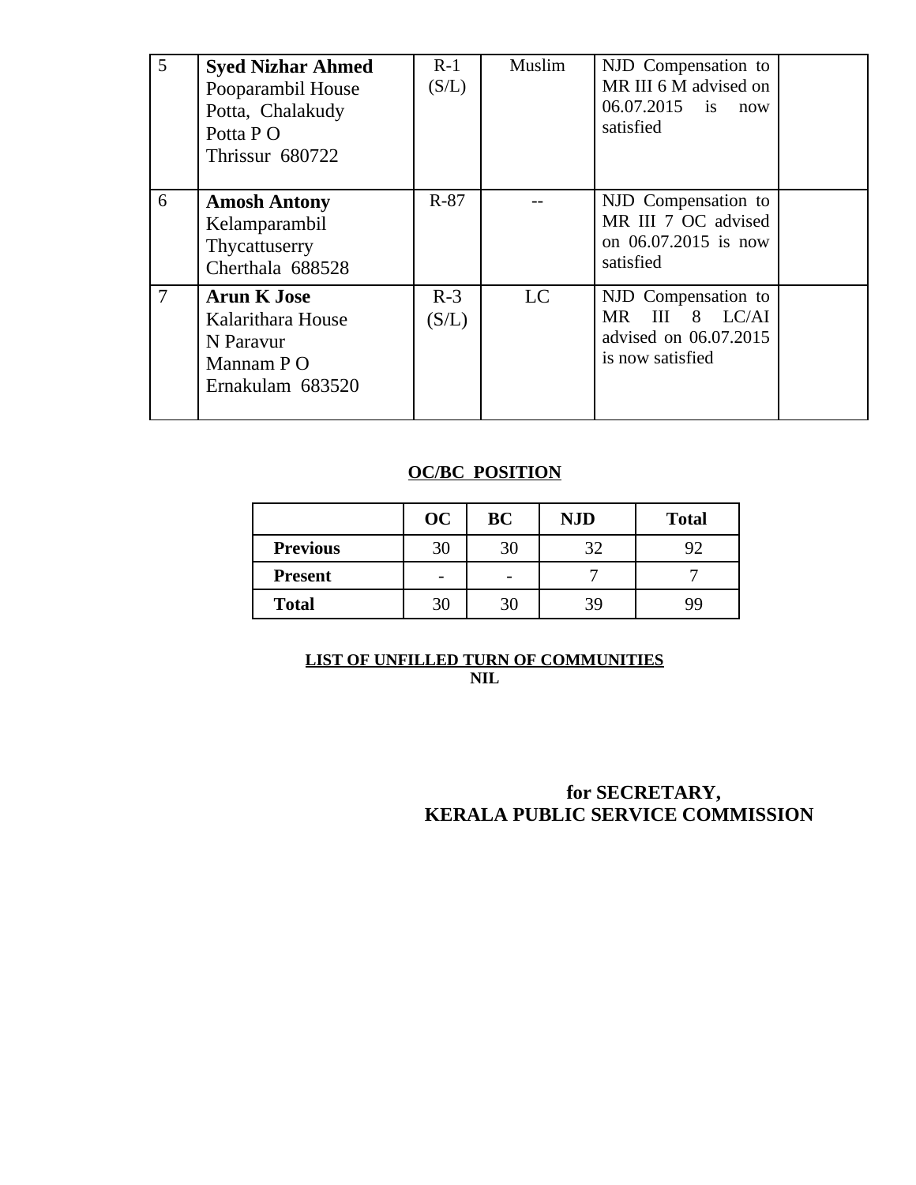| | | | | | |
|---|---|---|---|---|---|
| 5 | **Syed Nizhar Ahmed**<br>Pooparambil House<br>Potta, Chalakudy<br>Potta P O<br>Thrissur 680722 | R-1 (S/L) | Muslim | NJD Compensation to MR III 6 M advised on 06.07.2015 is now satisfied | |
| 6 | **Amosh Antony**<br>Kelamparambil<br>Thycattuserry<br>Cherthala 688528 | R-87 | -- | NJD Compensation to MR III 7 OC advised on 06.07.2015 is now satisfied | |
| 7 | **Arun K Jose**<br>Kalarithara House<br>N Paravur<br>Mannam P O<br>Ernakulam 683520 | R-3 (S/L) | LC | NJD Compensation to MR III 8 LC/AI advised on 06.07.2015 is now satisfied | |

**OC/BC POSITION**

| | OC | BC | NJD | Total |
|---|---|---|---|---|
| **Previous** | 30 | 30 | 32 | 92 |
| **Present** | - | - | 7 | 7 |
| **Total** | 30 | 30 | 39 | 99 |

**LIST OF UNFILLED TURN OF COMMUNITIES**

**NIL**

**for SECRETARY,**
**KERALA PUBLIC SERVICE COMMISSION**